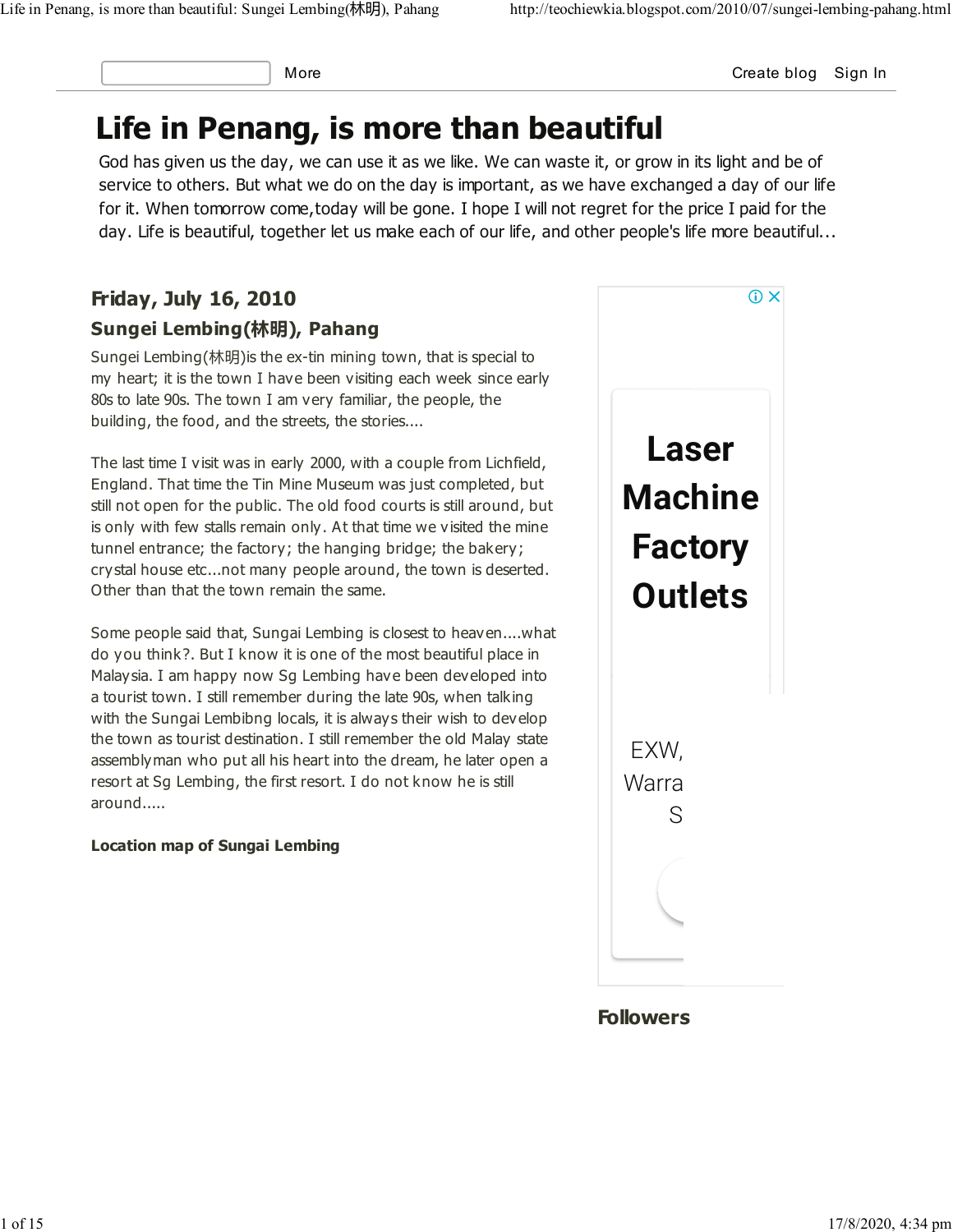# Life in Penang, is more than beautiful

God has given us the day, we can use it as we like. We can waste it, or grow in its light and be of service to others. But what we do on the day is important, as we have exchanged a day of our life for it. When tomorrow come,today will be gone. I hope I will not regret for the price I paid for the day. Life is beautiful, together let us make each of our life, and other people's life more beautiful...

### Friday, July 16, 2010

## Sungei Lembing(林明), Pahang

Sungei Lembing(林明)is the ex-tin mining town, that is special to my heart; it is the town I have been visiting each week since early 80s to late 90s. The town I am very familiar, the people, the building, the food, and the streets, the stories....

The last time I visit was in early 2000, with a couple from Lichfield, England. That time the Tin Mine Museum was just completed, but still not open for the public. The old food courts is still around, but is only with few stalls remain only. At that time we visited the mine tunnel entrance; the factory; the hanging bridge; the bakery; crystal house etc...not many people around, the town is deserted. Other than that the town remain the same.

Some people said that, Sungai Lembing is closest to heaven....what do you think?. But I know it is one of the most beautiful place in Malaysia. I am happy now Sg Lembing have been developed into a tourist town. I still remember during the late 90s, when talking with the Sungai Lembibng locals, it is always their wish to develop the town as tourist destination. I still remember the old Malay state assemblyman who put all his heart into the dream, he later open a resort at Sg Lembing, the first resort. I do not know he is still around.....

**Location map of Sungai Lembing**

Laser Machine Factory Outlets

EXW, Warra S

### Followers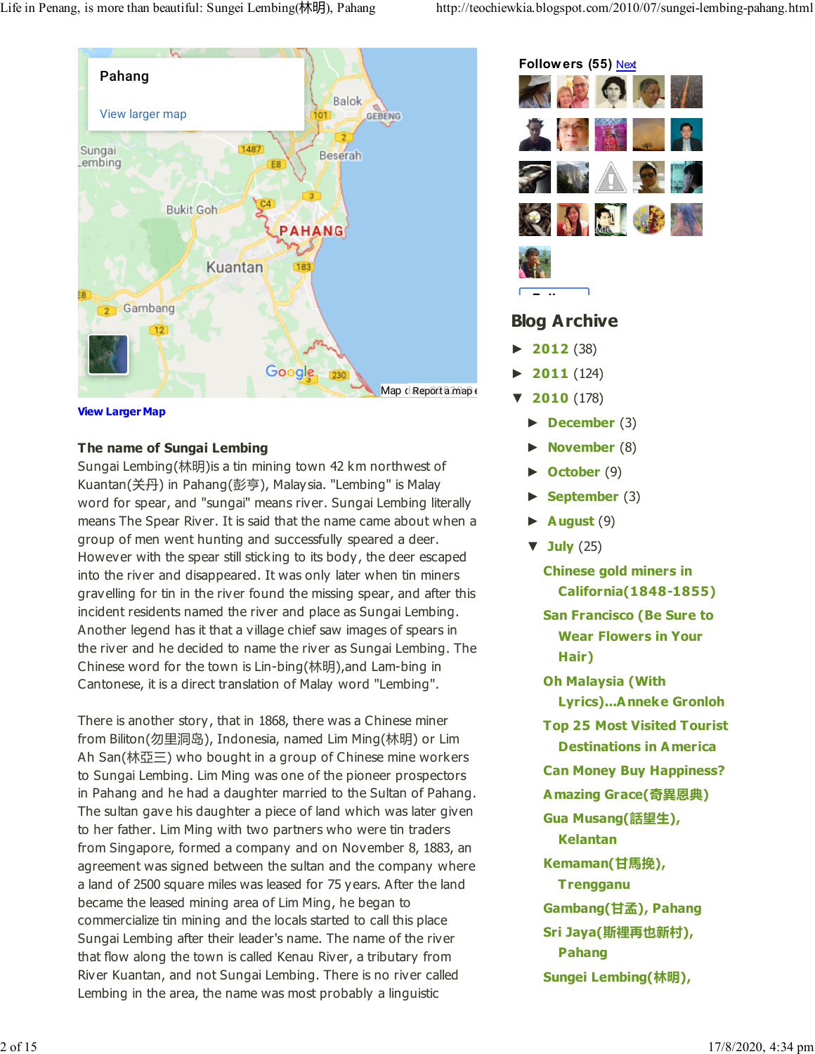View Larger Map

**The name of Sungai Lembing**

Sungai Lembing(林明)is a tin mining town 42 km northwest of Kuantan(关丹) in Pahang(彭亨), Malaysia. "Lembing" is Malay word for spear, and "sungai" means river. Sungai Lembing literally means The Spear River. It is said that the name came about when a group of men went hunting and successfully speared a deer. However with the spear still sticking to its body, the deer escaped into the river and disappeared. It was only later when tin miners gravelling for tin in the river found the missing spear, and after this incident residents named the river and place as Sungai Lembing. Another legend has it that a village chief saw images of spears in the river and he decided to name the river as Sungai Lembing. The Chinese word for the town is Lin-bing(林明),and Lam-bing in Cantonese, it is a direct translation of Malay word "Lembing".

There is another story, that in 1868, there was a Chinese miner from Biliton(勿里洞岛), Indonesia, named Lim Ming(林明) or Lim Ah San(林亞三) who bought in a group of Chinese mine workers to Sungai Lembing. Lim Ming was one of the pioneer prospectors in Pahang and he had a daughter married to the Sultan of Pahang. The sultan gave his daughter a piece of land which was later given to her father. Lim Ming with two partners who were tin traders from Singapore, formed a company and on November 8, 1883, an agreement was signed between the sultan and the company where a land of 2500 square miles was leased for 75 years. After the land became the leased mining area of Lim Ming, he began to commercialize tin mining and the locals started to call this place Sungai Lembing after their leader's name. The name of the river that flow along the town is called Kenau River, a tributary from River Kuantan, and not Sungai Lembing. There is no river called Lembing in the area, the name was most probably a linguistic

Followers (55) Next

## Blog Archive

- ► 2012 (38)
- ► 2011 (124)
- ▼ 2010 (178)
  - ► December (3)
  - ► November (8)
  - ► October (9)
  - ► September (3)
  - ► August (9)
  - ▼ July (25)
    - Chinese gold miners in California(1848-1855)
    - San Francisco (Be Sure to Wear Flowers in Your Hair)
    - Oh Malaysia (With Lyrics)...Anneke Gronloh
    - Top 25 Most Visited Tourist Destinations in America
    - Can Money Buy Happiness?
    - Amazing Grace(奇異恩典)
    - Gua Musang(話望生), Kelantan
    - Kemaman(甘馬挽), Trengganu
    - Gambang(甘孟), Pahang
    - Sri Jaya(斯裡再也新村), Pahang
    - Sungei Lembing(林明),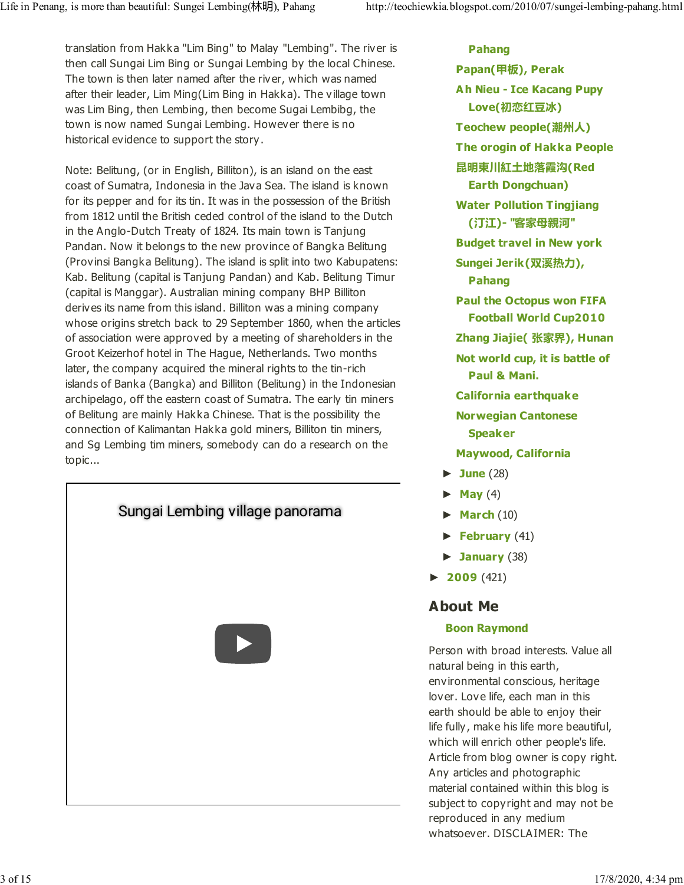translation from Hakka "Lim Bing" to Malay "Lembing". The river is then call Sungai Lim Bing or Sungai Lembing by the local Chinese. The town is then later named after the river, which was named after their leader, Lim Ming(Lim Bing in Hakka). The village town was Lim Bing, then Lembing, then become Sugai Lembibg, the town is now named Sungai Lembing. However there is no historical evidence to support the story.

Note: Belitung, (or in English, Billiton), is an island on the east coast of Sumatra, Indonesia in the Java Sea. The island is known for its pepper and for its tin. It was in the possession of the British from 1812 until the British ceded control of the island to the Dutch in the Anglo-Dutch Treaty of 1824. Its main town is Tanjung Pandan. Now it belongs to the new province of Bangka Belitung (Provinsi Bangka Belitung). The island is split into two Kabupatens: Kab. Belitung (capital is Tanjung Pandan) and Kab. Belitung Timur (capital is Manggar). Australian mining company BHP Billiton derives its name from this island. Billiton was a mining company whose origins stretch back to 29 September 1860, when the articles of association were approved by a meeting of shareholders in the Groot Keizerhof hotel in The Hague, Netherlands. Two months later, the company acquired the mineral rights to the tin-rich islands of Banka (Bangka) and Billiton (Belitung) in the Indonesian archipelago, off the eastern coast of Sumatra. The early tin miners of Belitung are mainly Hakka Chinese. That is the possibility the connection of Kalimantan Hakka gold miners, Billiton tin miners, and Sg Lembing tim miners, somebody can do a research on the topic...

Sungai Lembing village panorama

- Pahang
- Papan(甲板), Perak
- Ah Nieu - Ice Kacang Pupy Love(初恋红豆冰)
- Teochew people(潮州人)
- The orogin of Hakka People
- 昆明東川紅土地落霞沟(Red Earth Dongchuan)
- Water Pollution Tingjiang (汀江)- "客家母親河"
- Budget travel in New york
- Sungei Jerik(双溪热力), Pahang
- Paul the Octopus won FIFA Football World Cup2010
- Zhang Jiajie( 张家界), Hunan
- Not world cup, it is battle of Paul & Mani.
- California earthquake
- Norwegian Cantonese Speaker
- Maywood, California

- ► June (28)
- ► May (4)
- ► March (10)
- ► February (41)
- ► January (38)

► 2009 (421)

## About Me

**Boon Raymond**

Person with broad interests. Value all natural being in this earth, environmental conscious, heritage lover. Love life, each man in this earth should be able to enjoy their life fully, make his life more beautiful, which will enrich other people's life. Article from blog owner is copy right. Any articles and photographic material contained within this blog is subject to copyright and may not be reproduced in any medium whatsoever. DISCLAIMER: The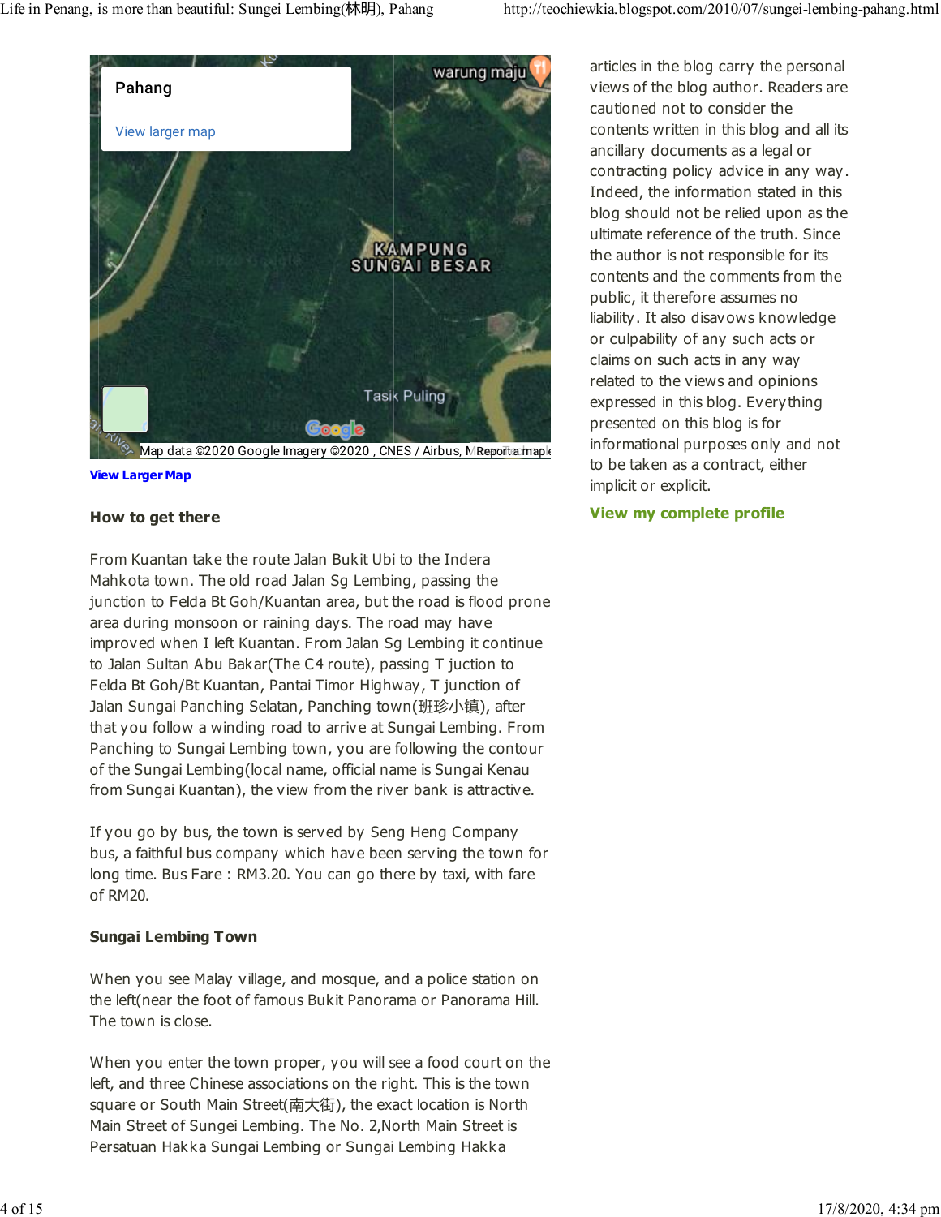View Larger Map

**How to get there**

From Kuantan take the route Jalan Bukit Ubi to the Indera Mahkota town. The old road Jalan Sg Lembing, passing the junction to Felda Bt Goh/Kuantan area, but the road is flood prone area during monsoon or raining days. The road may have improved when I left Kuantan. From Jalan Sg Lembing it continue to Jalan Sultan Abu Bakar(The C4 route), passing T juction to Felda Bt Goh/Bt Kuantan, Pantai Timor Highway, T junction of Jalan Sungai Panching Selatan, Panching town(班珍小镇), after that you follow a winding road to arrive at Sungai Lembing. From Panching to Sungai Lembing town, you are following the contour of the Sungai Lembing(local name, official name is Sungai Kenau from Sungai Kuantan), the view from the river bank is attractive.

If you go by bus, the town is served by Seng Heng Company bus, a faithful bus company which have been serving the town for long time. Bus Fare : RM3.20. You can go there by taxi, with fare of RM20.

**Sungai Lembing Town**

When you see Malay village, and mosque, and a police station on the left(near the foot of famous Bukit Panorama or Panorama Hill. The town is close.

When you enter the town proper, you will see a food court on the left, and three Chinese associations on the right. This is the town square or South Main Street(南大街), the exact location is North Main Street of Sungei Lembing. The No. 2,North Main Street is Persatuan Hakka Sungai Lembing or Sungai Lembing Hakka

articles in the blog carry the personal views of the blog author. Readers are cautioned not to consider the contents written in this blog and all its ancillary documents as a legal or contracting policy advice in any way. Indeed, the information stated in this blog should not be relied upon as the ultimate reference of the truth. Since the author is not responsible for its contents and the comments from the public, it therefore assumes no liability. It also disavows knowledge or culpability of any such acts or claims on such acts in any way related to the views and opinions expressed in this blog. Everything presented on this blog is for informational purposes only and not to be taken as a contract, either implicit or explicit.

**View my complete profile**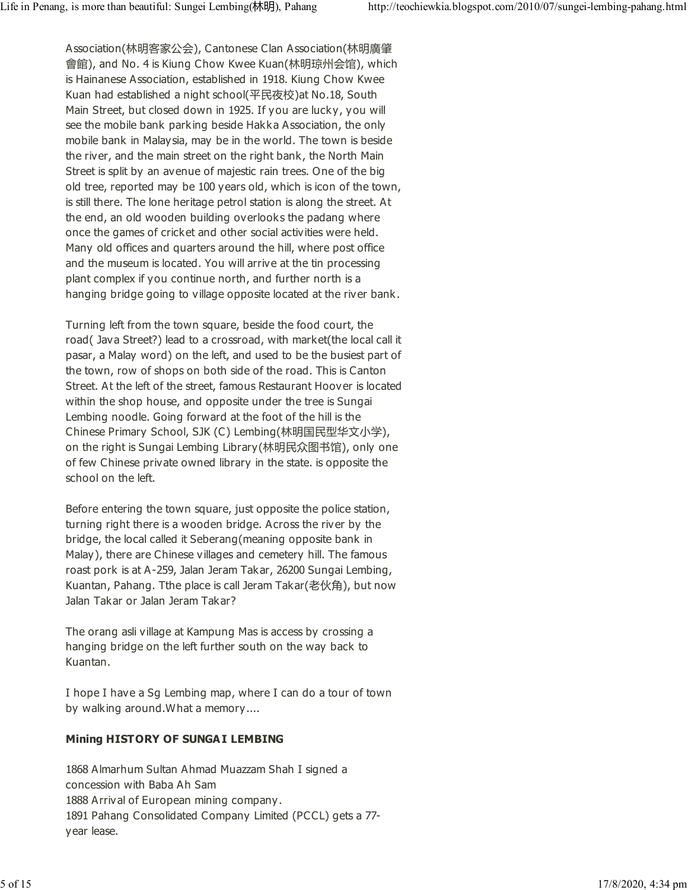Association(林明客家公会), Cantonese Clan Association(林明廣肇會館), and No. 4 is Kiung Chow Kwee Kuan(林明琼州会馆), which is Hainanese Association, established in 1918. Kiung Chow Kwee Kuan had established a night school(平民夜校)at No.18, South Main Street, but closed down in 1925. If you are lucky, you will see the mobile bank parking beside Hakka Association, the only mobile bank in Malaysia, may be in the world. The town is beside the river, and the main street on the right bank, the North Main Street is split by an avenue of majestic rain trees. One of the big old tree, reported may be 100 years old, which is icon of the town, is still there. The lone heritage petrol station is along the street. At the end, an old wooden building overlooks the padang where once the games of cricket and other social activities were held. Many old offices and quarters around the hill, where post office and the museum is located. You will arrive at the tin processing plant complex if you continue north, and further north is a hanging bridge going to village opposite located at the river bank.

Turning left from the town square, beside the food court, the road( Java Street?) lead to a crossroad, with market(the local call it pasar, a Malay word) on the left, and used to be the busiest part of the town, row of shops on both side of the road. This is Canton Street. At the left of the street, famous Restaurant Hoover is located within the shop house, and opposite under the tree is Sungai Lembing noodle. Going forward at the foot of the hill is the Chinese Primary School, SJK (C) Lembing(林明国民型华文小学), on the right is Sungai Lembing Library(林明民众图书馆), only one of few Chinese private owned library in the state. is opposite the school on the left.

Before entering the town square, just opposite the police station, turning right there is a wooden bridge. Across the river by the bridge, the local called it Seberang(meaning opposite bank in Malay), there are Chinese villages and cemetery hill. The famous roast pork is at A-259, Jalan Jeram Takar, 26200 Sungai Lembing, Kuantan, Pahang. Tthe place is call Jeram Takar(老伙角), but now Jalan Takar or Jalan Jeram Takar?

The orang asli village at Kampung Mas is access by crossing a hanging bridge on the left further south on the way back to Kuantan.

I hope I have a Sg Lembing map, where I can do a tour of town by walking around.What a memory....

**Mining HISTORY OF SUNGAI LEMBING**

1868 Almarhum Sultan Ahmad Muazzam Shah I signed a concession with Baba Ah Sam
1888 Arrival of European mining company.
1891 Pahang Consolidated Company Limited (PCCL) gets a 77-year lease.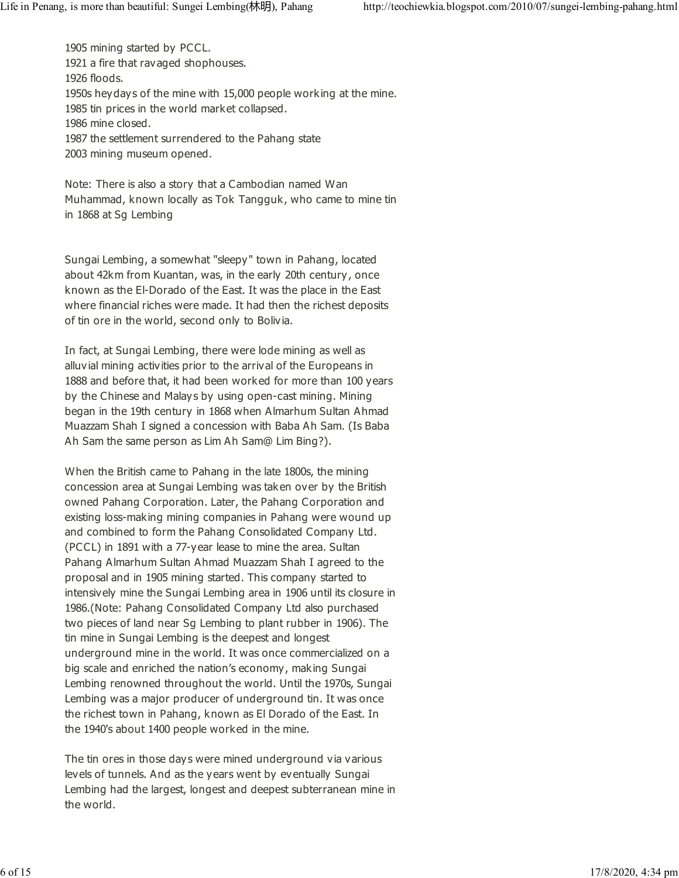1905 mining started by PCCL.
1921 a fire that ravaged shophouses.
1926 floods.
1950s heydays of the mine with 15,000 people working at the mine.
1985 tin prices in the world market collapsed.
1986 mine closed.
1987 the settlement surrendered to the Pahang state
2003 mining museum opened.

Note: There is also a story that a Cambodian named Wan Muhammad, known locally as Tok Tangguk, who came to mine tin in 1868 at Sg Lembing

Sungai Lembing, a somewhat "sleepy" town in Pahang, located about 42km from Kuantan, was, in the early 20th century, once known as the El-Dorado of the East. It was the place in the East where financial riches were made. It had then the richest deposits of tin ore in the world, second only to Bolivia.

In fact, at Sungai Lembing, there were lode mining as well as alluvial mining activities prior to the arrival of the Europeans in 1888 and before that, it had been worked for more than 100 years by the Chinese and Malays by using open-cast mining. Mining began in the 19th century in 1868 when Almarhum Sultan Ahmad Muazzam Shah I signed a concession with Baba Ah Sam. (Is Baba Ah Sam the same person as Lim Ah Sam@ Lim Bing?).

When the British came to Pahang in the late 1800s, the mining concession area at Sungai Lembing was taken over by the British owned Pahang Corporation. Later, the Pahang Corporation and existing loss-making mining companies in Pahang were wound up and combined to form the Pahang Consolidated Company Ltd. (PCCL) in 1891 with a 77-year lease to mine the area. Sultan Pahang Almarhum Sultan Ahmad Muazzam Shah I agreed to the proposal and in 1905 mining started. This company started to intensively mine the Sungai Lembing area in 1906 until its closure in 1986.(Note: Pahang Consolidated Company Ltd also purchased two pieces of land near Sg Lembing to plant rubber in 1906). The tin mine in Sungai Lembing is the deepest and longest underground mine in the world. It was once commercialized on a big scale and enriched the nation's economy, making Sungai Lembing renowned throughout the world. Until the 1970s, Sungai Lembing was a major producer of underground tin. It was once the richest town in Pahang, known as El Dorado of the East. In the 1940's about 1400 people worked in the mine.

The tin ores in those days were mined underground via various levels of tunnels. And as the years went by eventually Sungai Lembing had the largest, longest and deepest subterranean mine in the world.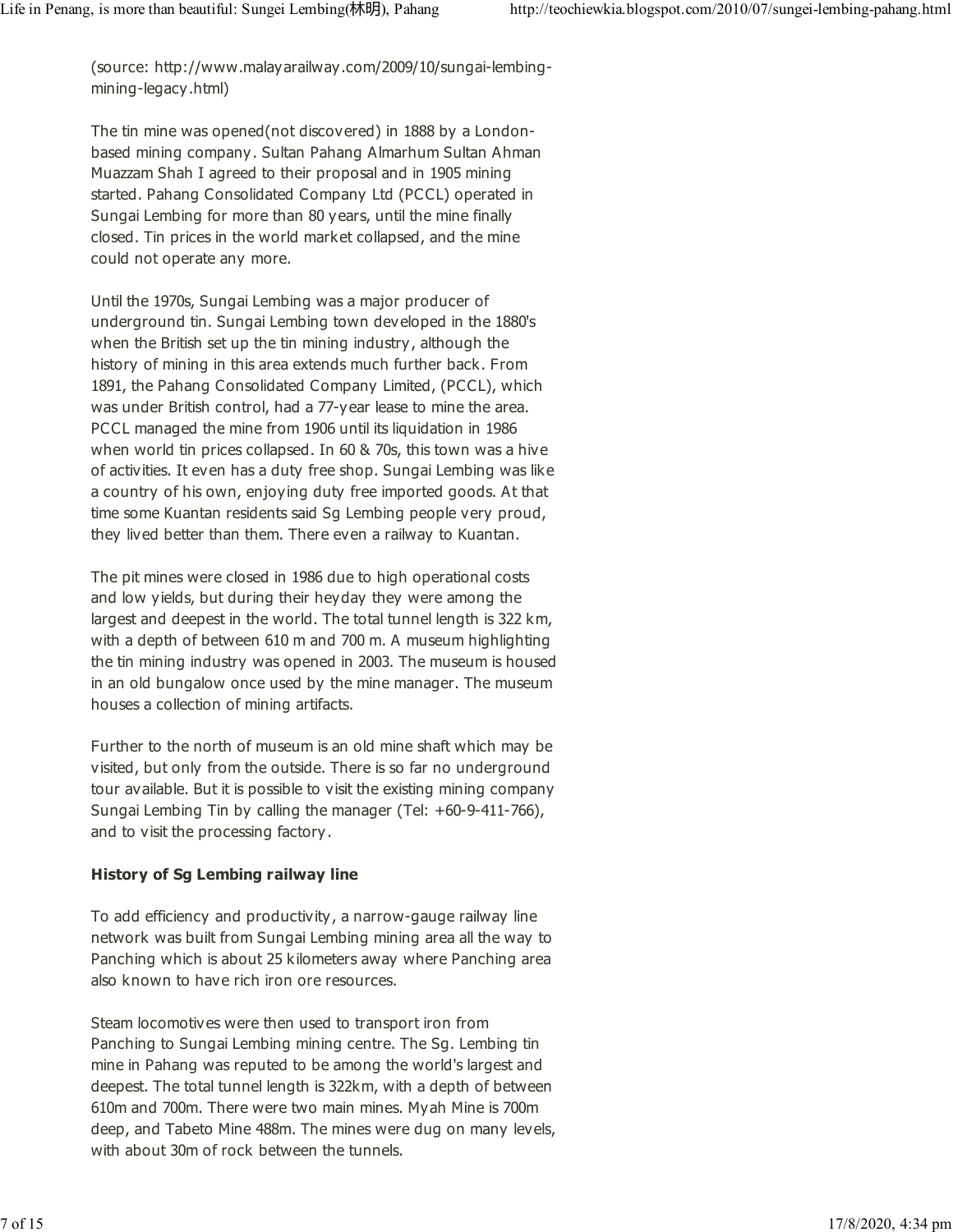(source: http://www.malayarailway.com/2009/10/sungai-lembing-mining-legacy.html)

The tin mine was opened(not discovered) in 1888 by a London-based mining company. Sultan Pahang Almarhum Sultan Ahman Muazzam Shah I agreed to their proposal and in 1905 mining started. Pahang Consolidated Company Ltd (PCCL) operated in Sungai Lembing for more than 80 years, until the mine finally closed. Tin prices in the world market collapsed, and the mine could not operate any more.

Until the 1970s, Sungai Lembing was a major producer of underground tin. Sungai Lembing town developed in the 1880's when the British set up the tin mining industry, although the history of mining in this area extends much further back. From 1891, the Pahang Consolidated Company Limited, (PCCL), which was under British control, had a 77-year lease to mine the area. PCCL managed the mine from 1906 until its liquidation in 1986 when world tin prices collapsed. In 60 & 70s, this town was a hive of activities. It even has a duty free shop. Sungai Lembing was like a country of his own, enjoying duty free imported goods. At that time some Kuantan residents said Sg Lembing people very proud, they lived better than them. There even a railway to Kuantan.

The pit mines were closed in 1986 due to high operational costs and low yields, but during their heyday they were among the largest and deepest in the world. The total tunnel length is 322 km, with a depth of between 610 m and 700 m. A museum highlighting the tin mining industry was opened in 2003. The museum is housed in an old bungalow once used by the mine manager. The museum houses a collection of mining artifacts.

Further to the north of museum is an old mine shaft which may be visited, but only from the outside. There is so far no underground tour available. But it is possible to visit the existing mining company Sungai Lembing Tin by calling the manager (Tel: +60-9-411-766), and to visit the processing factory.

**History of Sg Lembing railway line**

To add efficiency and productivity, a narrow-gauge railway line network was built from Sungai Lembing mining area all the way to Panching which is about 25 kilometers away where Panching area also known to have rich iron ore resources.

Steam locomotives were then used to transport iron from Panching to Sungai Lembing mining centre. The Sg. Lembing tin mine in Pahang was reputed to be among the world's largest and deepest. The total tunnel length is 322km, with a depth of between 610m and 700m. There were two main mines. Myah Mine is 700m deep, and Tabeto Mine 488m. The mines were dug on many levels, with about 30m of rock between the tunnels.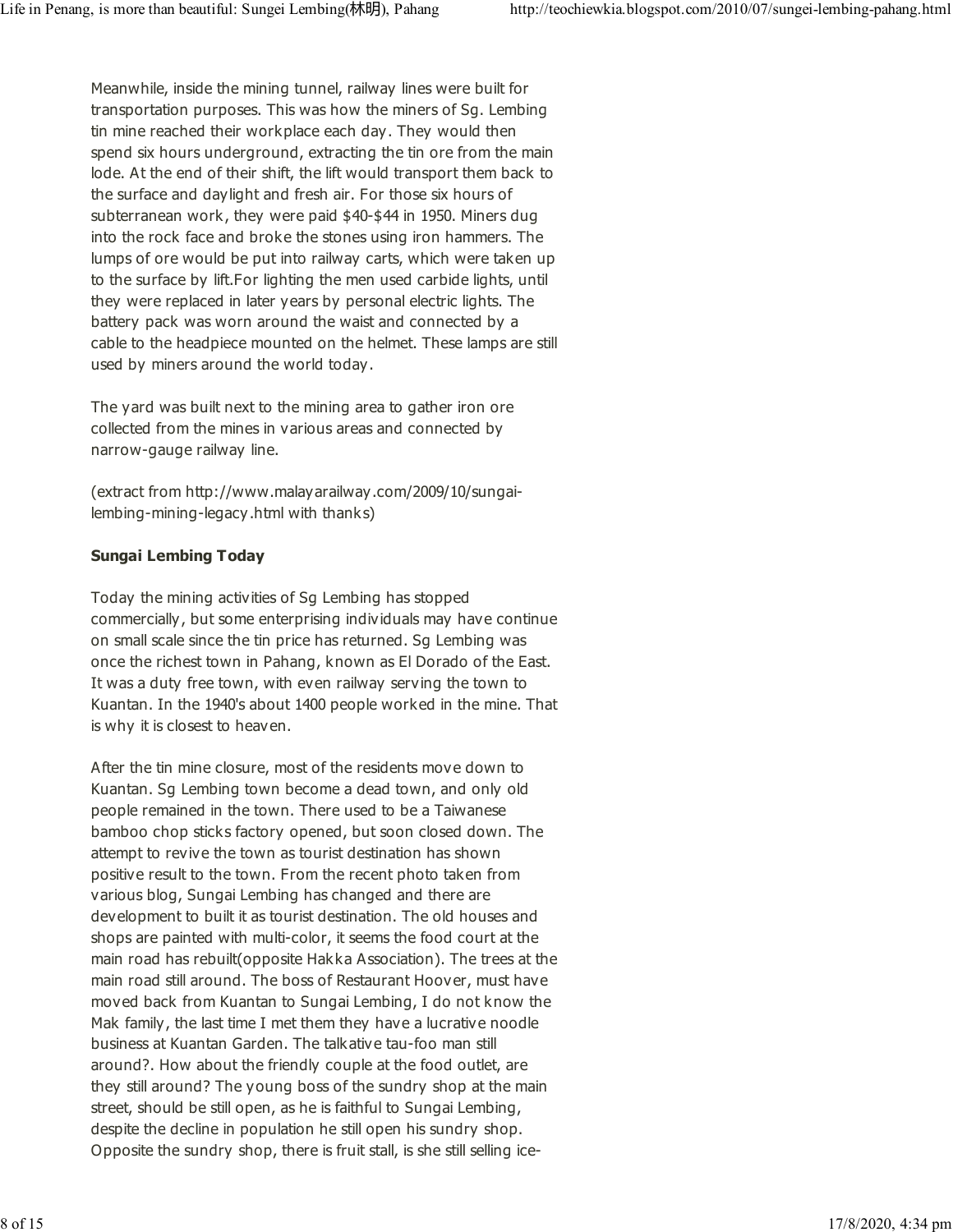Meanwhile, inside the mining tunnel, railway lines were built for transportation purposes. This was how the miners of Sg. Lembing tin mine reached their workplace each day. They would then spend six hours underground, extracting the tin ore from the main lode. At the end of their shift, the lift would transport them back to the surface and daylight and fresh air. For those six hours of subterranean work, they were paid $40-$44 in 1950. Miners dug into the rock face and broke the stones using iron hammers. The lumps of ore would be put into railway carts, which were taken up to the surface by lift.For lighting the men used carbide lights, until they were replaced in later years by personal electric lights. The battery pack was worn around the waist and connected by a cable to the headpiece mounted on the helmet. These lamps are still used by miners around the world today.

The yard was built next to the mining area to gather iron ore collected from the mines in various areas and connected by narrow-gauge railway line.

(extract from http://www.malayarailway.com/2009/10/sungai-lembing-mining-legacy.html with thanks)

**Sungai Lembing Today**

Today the mining activities of Sg Lembing has stopped commercially, but some enterprising individuals may have continue on small scale since the tin price has returned. Sg Lembing was once the richest town in Pahang, known as El Dorado of the East. It was a duty free town, with even railway serving the town to Kuantan. In the 1940's about 1400 people worked in the mine. That is why it is closest to heaven.

After the tin mine closure, most of the residents move down to Kuantan. Sg Lembing town become a dead town, and only old people remained in the town. There used to be a Taiwanese bamboo chop sticks factory opened, but soon closed down. The attempt to revive the town as tourist destination has shown positive result to the town. From the recent photo taken from various blog, Sungai Lembing has changed and there are development to built it as tourist destination. The old houses and shops are painted with multi-color, it seems the food court at the main road has rebuilt(opposite Hakka Association). The trees at the main road still around. The boss of Restaurant Hoover, must have moved back from Kuantan to Sungai Lembing, I do not know the Mak family, the last time I met them they have a lucrative noodle business at Kuantan Garden. The talkative tau-foo man still around?. How about the friendly couple at the food outlet, are they still around? The young boss of the sundry shop at the main street, should be still open, as he is faithful to Sungai Lembing, despite the decline in population he still open his sundry shop. Opposite the sundry shop, there is fruit stall, is she still selling ice-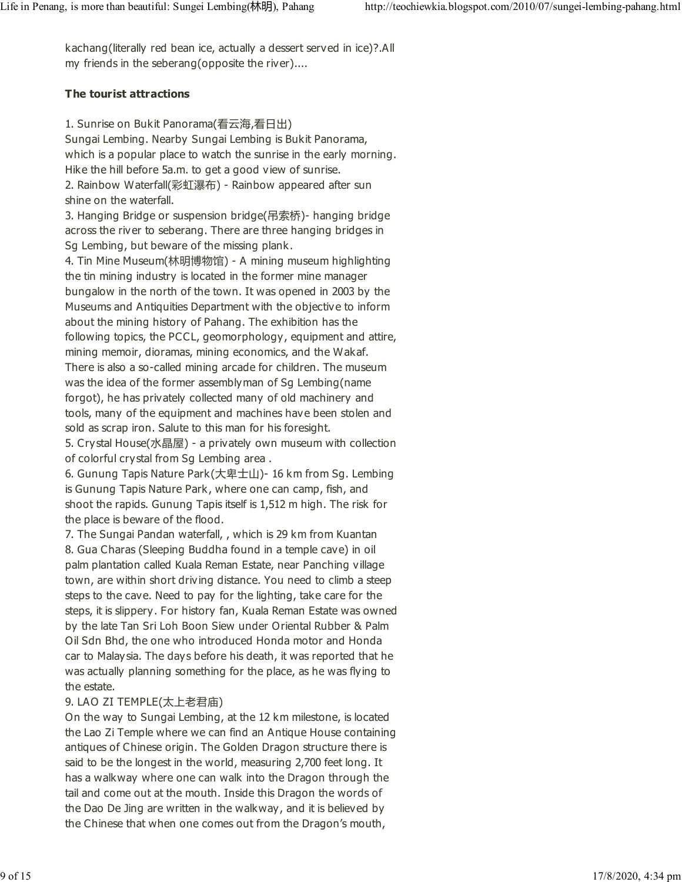kachang(literally red bean ice, actually a dessert served in ice)?.All my friends in the seberang(opposite the river)....

**The tourist attractions**

1. Sunrise on Bukit Panorama(看云海,看日出)
Sungai Lembing. Nearby Sungai Lembing is Bukit Panorama, which is a popular place to watch the sunrise in the early morning. Hike the hill before 5a.m. to get a good view of sunrise.
2. Rainbow Waterfall(彩虹瀑布) - Rainbow appeared after sun shine on the waterfall.
3. Hanging Bridge or suspension bridge(吊索桥)- hanging bridge across the river to seberang. There are three hanging bridges in Sg Lembing, but beware of the missing plank.
4. Tin Mine Museum(林明博物馆) - A mining museum highlighting the tin mining industry is located in the former mine manager bungalow in the north of the town. It was opened in 2003 by the Museums and Antiquities Department with the objective to inform about the mining history of Pahang. The exhibition has the following topics, the PCCL, geomorphology, equipment and attire, mining memoir, dioramas, mining economics, and the Wakaf. There is also a so-called mining arcade for children. The museum was the idea of the former assemblyman of Sg Lembing(name forgot), he has privately collected many of old machinery and tools, many of the equipment and machines have been stolen and sold as scrap iron. Salute to this man for his foresight.
5. Crystal House(水晶屋) - a privately own museum with collection of colorful crystal from Sg Lembing area .
6. Gunung Tapis Nature Park(大卑士山)- 16 km from Sg. Lembing is Gunung Tapis Nature Park, where one can camp, fish, and shoot the rapids. Gunung Tapis itself is 1,512 m high. The risk for the place is beware of the flood.
7. The Sungai Pandan waterfall, , which is 29 km from Kuantan
8. Gua Charas (Sleeping Buddha found in a temple cave) in oil palm plantation called Kuala Reman Estate, near Panching village town, are within short driving distance. You need to climb a steep steps to the cave. Need to pay for the lighting, take care for the steps, it is slippery. For history fan, Kuala Reman Estate was owned by the late Tan Sri Loh Boon Siew under Oriental Rubber & Palm Oil Sdn Bhd, the one who introduced Honda motor and Honda car to Malaysia. The days before his death, it was reported that he was actually planning something for the place, as he was flying to the estate.
9. LAO ZI TEMPLE(太上老君庙)
On the way to Sungai Lembing, at the 12 km milestone, is located the Lao Zi Temple where we can find an Antique House containing antiques of Chinese origin. The Golden Dragon structure there is said to be the longest in the world, measuring 2,700 feet long. It has a walkway where one can walk into the Dragon through the tail and come out at the mouth. Inside this Dragon the words of the Dao De Jing are written in the walkway, and it is believed by the Chinese that when one comes out from the Dragon's mouth,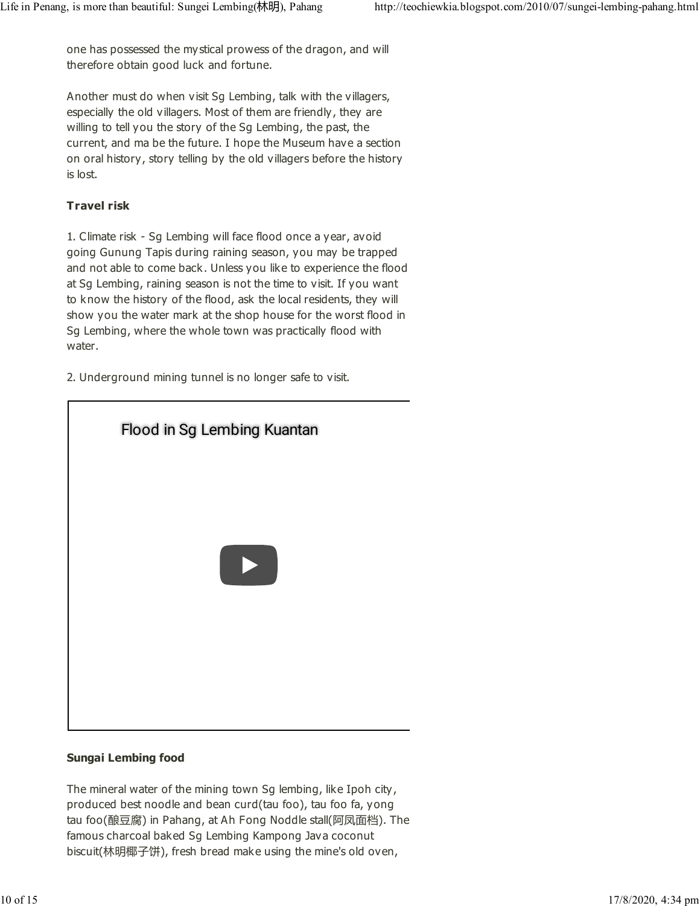one has possessed the mystical prowess of the dragon, and will therefore obtain good luck and fortune.

Another must do when visit Sg Lembing, talk with the villagers, especially the old villagers. Most of them are friendly, they are willing to tell you the story of the Sg Lembing, the past, the current, and ma be the future. I hope the Museum have a section on oral history, story telling by the old villagers before the history is lost.

**Travel risk**

1. Climate risk - Sg Lembing will face flood once a year, avoid going Gunung Tapis during raining season, you may be trapped and not able to come back. Unless you like to experience the flood at Sg Lembing, raining season is not the time to visit. If you want to know the history of the flood, ask the local residents, they will show you the water mark at the shop house for the worst flood in Sg Lembing, where the whole town was practically flood with water.

2. Underground mining tunnel is no longer safe to visit.

Flood in Sg Lembing Kuantan

**Sungai Lembing food**

The mineral water of the mining town Sg lembing, like Ipoh city, produced best noodle and bean curd(tau foo), tau foo fa, yong tau foo(酿豆腐) in Pahang, at Ah Fong Noddle stall(阿凤面档). The famous charcoal baked Sg Lembing Kampong Java coconut biscuit(林明椰子饼), fresh bread make using the mine's old oven,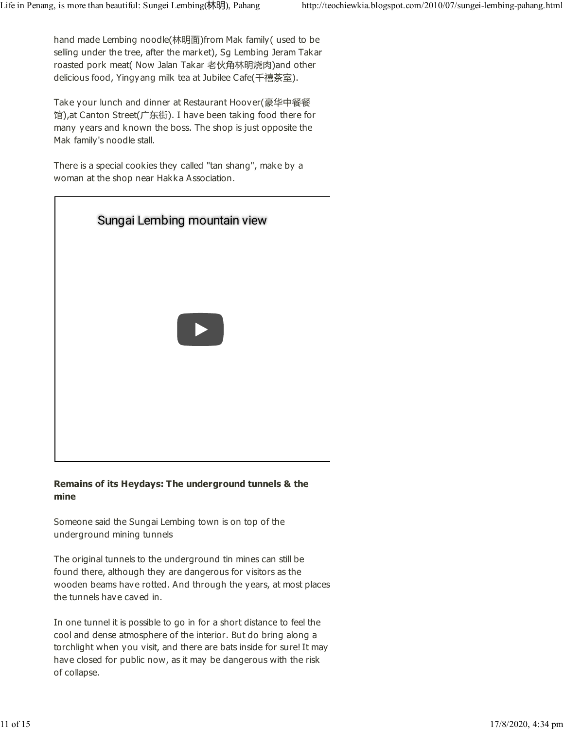hand made Lembing noodle(林明面)from Mak family( used to be selling under the tree, after the market), Sg Lembing Jeram Takar roasted pork meat( Now Jalan Takar 老伙角林明烧肉)and other delicious food, Yingyang milk tea at Jubilee Cafe(千禧茶室).

Take your lunch and dinner at Restaurant Hoover(豪华中餐餐馆),at Canton Street(广东街). I have been taking food there for many years and known the boss. The shop is just opposite the Mak family's noodle stall.

There is a special cookies they called "tan shang", make by a woman at the shop near Hakka Association.

Sungai Lembing mountain view

**Remains of its Heydays: The underground tunnels & the mine**

Someone said the Sungai Lembing town is on top of the underground mining tunnels

The original tunnels to the underground tin mines can still be found there, although they are dangerous for visitors as the wooden beams have rotted. And through the years, at most places the tunnels have caved in.

In one tunnel it is possible to go in for a short distance to feel the cool and dense atmosphere of the interior. But do bring along a torchlight when you visit, and there are bats inside for sure! It may have closed for public now, as it may be dangerous with the risk of collapse.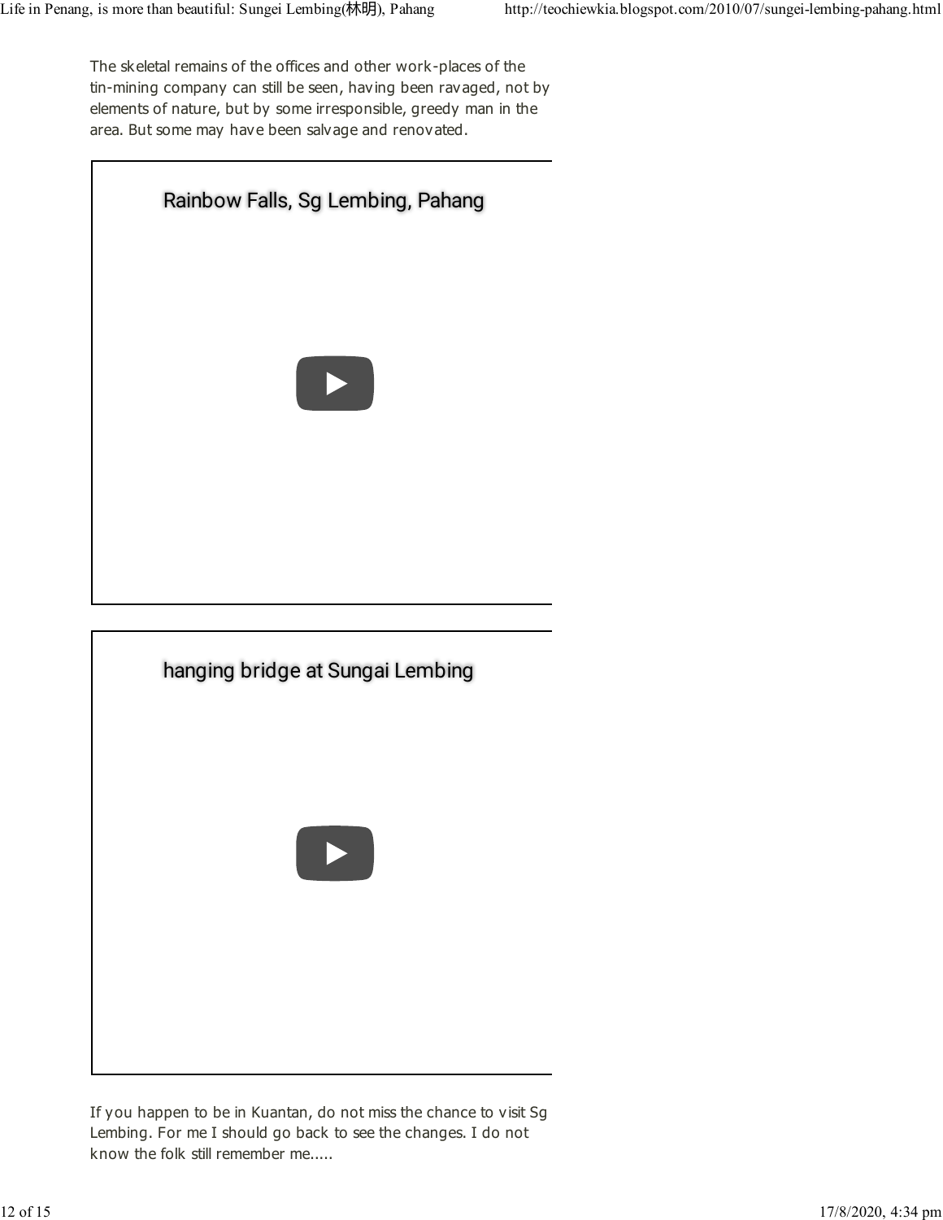The skeletal remains of the offices and other work-places of the tin-mining company can still be seen, having been ravaged, not by elements of nature, but by some irresponsible, greedy man in the area. But some may have been salvage and renovated.

Rainbow Falls, Sg Lembing, Pahang

hanging bridge at Sungai Lembing

If you happen to be in Kuantan, do not miss the chance to visit Sg Lembing. For me I should go back to see the changes. I do not know the folk still remember me.....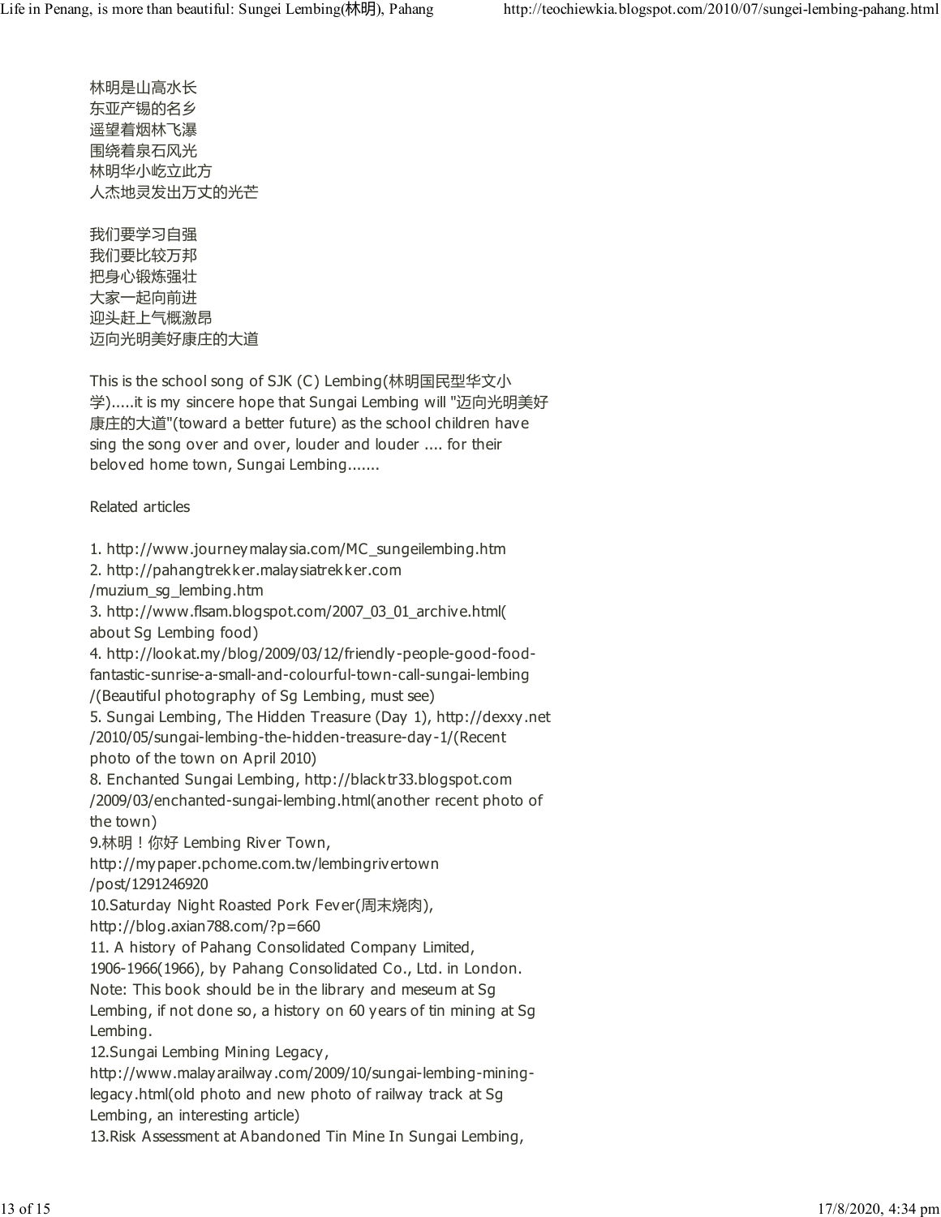林明是山高水长
东亚产锡的名乡
遥望着烟林飞瀑
围绕着泉石风光
林明华小屹立此方
人杰地灵发出万丈的光芒

我们要学习自强
我们要比较万邦
把身心锻炼强壮
大家一起向前进
迎头赶上气概激昂
迈向光明美好康庄的大道

This is the school song of SJK (C) Lembing(林明国民型华文小学).....it is my sincere hope that Sungai Lembing will "迈向光明美好康庄的大道"(toward a better future) as the school children have sing the song over and over, louder and louder .... for their beloved home town, Sungai Lembing.......

Related articles

1. http://www.journeymalaysia.com/MC_sungeilembing.htm
2. http://pahangtrekker.malaysiatrekker.com/muzium_sg_lembing.htm
3. http://www.flsam.blogspot.com/2007_03_01_archive.html( about Sg Lembing food)
4. http://lookat.my/blog/2009/03/12/friendly-people-good-food-fantastic-sunrise-a-small-and-colourful-town-call-sungai-lembing/(Beautiful photography of Sg Lembing, must see)
5. Sungai Lembing, The Hidden Treasure (Day 1), http://dexxy.net/2010/05/sungai-lembing-the-hidden-treasure-day-1/(Recent photo of the town on April 2010)
8. Enchanted Sungai Lembing, http://blacktr33.blogspot.com/2009/03/enchanted-sungai-lembing.html(another recent photo of the town)
9.林明！你好 Lembing River Town, http://mypaper.pchome.com.tw/lembingrivertown/post/1291246920
10.Saturday Night Roasted Pork Fever(周末烧肉), http://blog.axian788.com/?p=660
11. A history of Pahang Consolidated Company Limited, 1906-1966(1966), by Pahang Consolidated Co., Ltd. in London. Note: This book should be in the library and meseum at Sg Lembing, if not done so, a history on 60 years of tin mining at Sg Lembing.
12.Sungai Lembing Mining Legacy, http://www.malayarailway.com/2009/10/sungai-lembing-mining-legacy.html(old photo and new photo of railway track at Sg Lembing, an interesting article)
13.Risk Assessment at Abandoned Tin Mine In Sungai Lembing,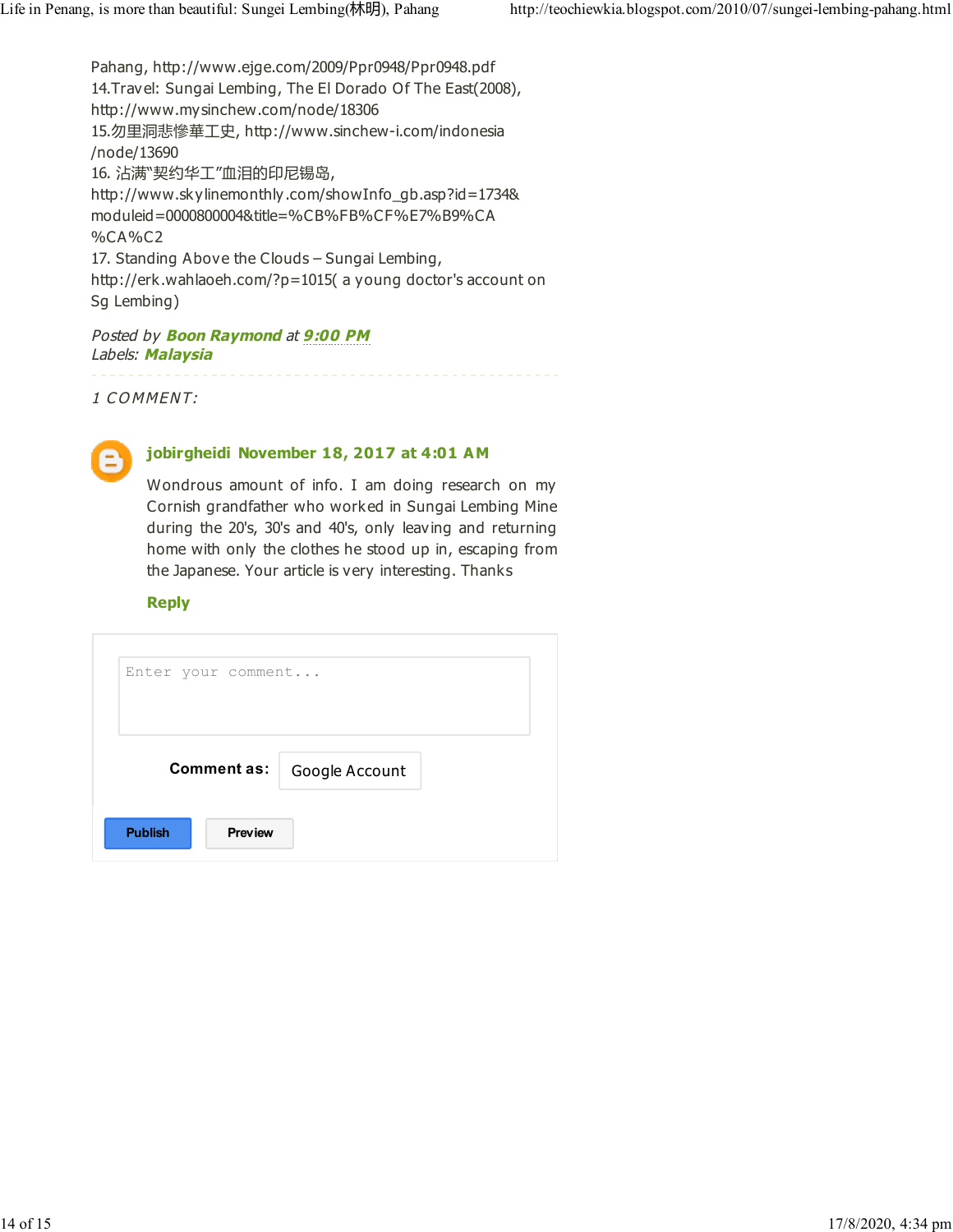Pahang, http://www.ejge.com/2009/Ppr0948/Ppr0948.pdf
14.Travel: Sungai Lembing, The El Dorado Of The East(2008), http://www.mysinchew.com/node/18306
15.勿里洞悲慘華工史, http://www.sinchew-i.com/indonesia/node/13690
16. 沾满"契约华工"血泪的印尼锡岛, http://www.skylinemonthly.com/showInfo_gb.asp?id=1734&moduleid=0000800004&title=%CB%FB%CF%E7%B9%CA%CA%C2
17. Standing Above the Clouds – Sungai Lembing, http://erk.wahlaoeh.com/?p=1015( a young doctor's account on Sg Lembing)

*Posted by* ***Boon Raymond*** *at* ***9:00 PM***
*Labels:* ***Malaysia***

---

*1 COMMENT:*

**jobirgheidi November 18, 2017 at 4:01 AM**

Wondrous amount of info. I am doing research on my Cornish grandfather who worked in Sungai Lembing Mine during the 20's, 30's and 40's, only leaving and returning home with only the clothes he stood up in, escaping from the Japanese. Your article is very interesting. Thanks

**Reply**

Enter your comment...

**Comment as:** Google Account

**Publish** **Preview**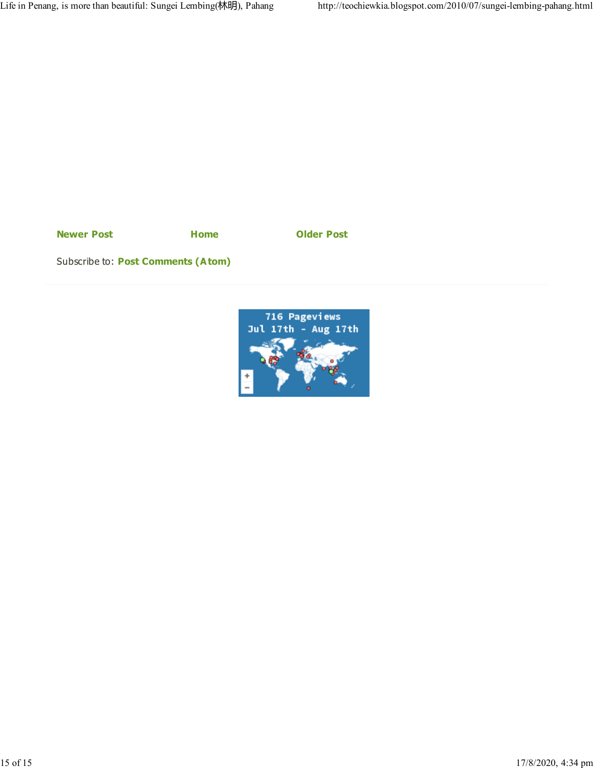Newer Post Home Older Post

Subscribe to: **Post Comments (Atom)**

716 Pageviews
Jul 17th - Aug 17th